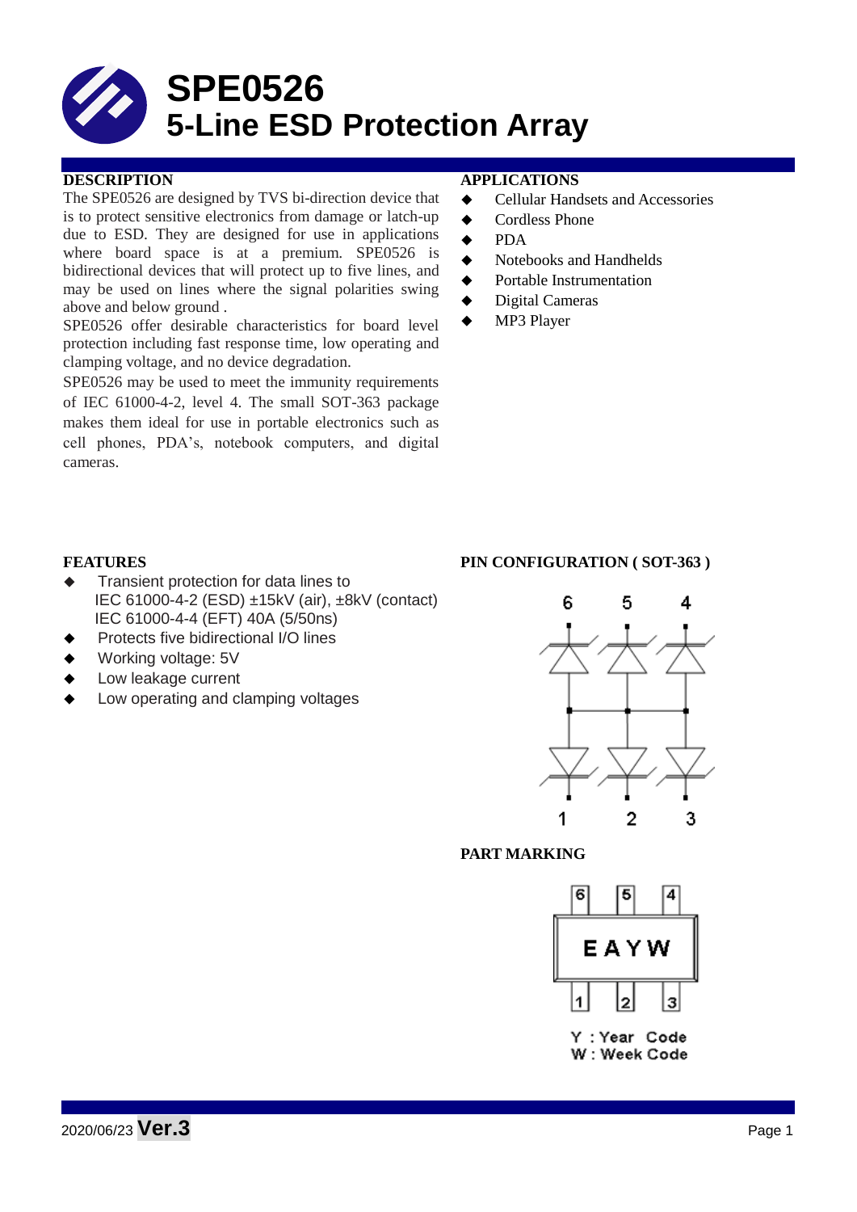# SPE0526
# 5-Line ESD Protection Array

## DESCRIPTION

The SPE0526 are designed by TVS bi-direction device that is to protect sensitive electronics from damage or latch-up due to ESD. They are designed for use in applications where board space is at a premium. SPE0526 is bidirectional devices that will protect up to five lines, and may be used on lines where the signal polarities swing above and below ground .

SPE0526 offer desirable characteristics for board level protection including fast response time, low operating and clamping voltage, and no device degradation.

SPE0526 may be used to meet the immunity requirements of IEC 61000-4-2, level 4. The small SOT-363 package makes them ideal for use in portable electronics such as cell phones, PDA's, notebook computers, and digital cameras.

## APPLICATIONS

- Cellular Handsets and Accessories
- Cordless Phone
- PDA
- Notebooks and Handhelds
- Portable Instrumentation
- Digital Cameras
- MP3 Player

## FEATURES

- Transient protection for data lines to IEC 61000-4-2 (ESD) ±15kV (air), ±8kV (contact) IEC 61000-4-4 (EFT) 40A (5/50ns)
- Protects five bidirectional I/O lines
- Working voltage: 5V
- Low leakage current
- Low operating and clamping voltages

## PIN CONFIGURATION ( SOT-363 )

6 5 4

1 2 3

## PART MARKING

6 5 4

EAYW

1 2 3

Y : Year Code
W : Week Code

2020/06/23 **Ver.3**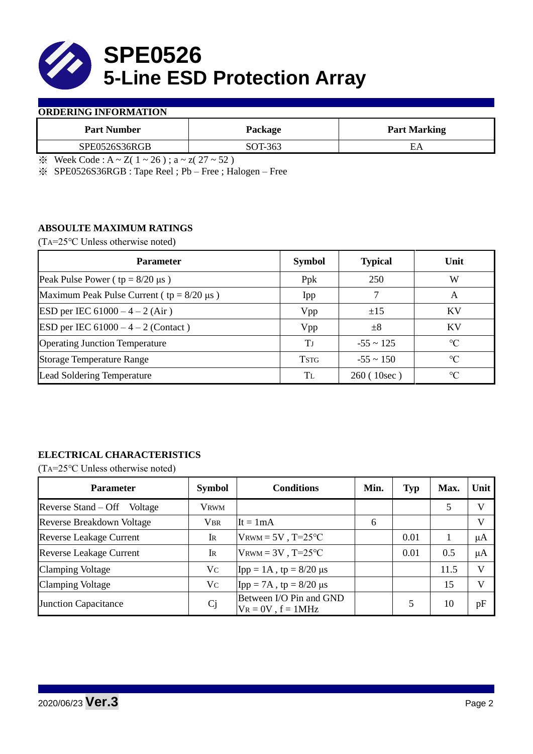# SPE0526
# 5-Line ESD Protection Array

**ORDERING INFORMATION**

| Part Number | Package | Part Marking |
|---|---|---|
| SPE0526S36RGB | SOT-363 | EA |

※ Week Code : A ~ Z( 1 ~ 26 ) ; a ~ z( 27 ~ 52 )

※ SPE0526S36RGB : Tape Reel ; Pb – Free ; Halogen – Free

**ABSOULTE MAXIMUM RATINGS**

($T_A$=25°C Unless otherwise noted)

| Parameter | Symbol | Typical | Unit |
|---|---|---|---|
| Peak Pulse Power ( tp = 8/20 μs ) | Ppk | 250 | W |
| Maximum Peak Pulse Current ( tp = 8/20 μs ) | Ipp | 7 | A |
| ESD per IEC 61000 – 4 – 2 (Air ) | Vpp | ±15 | KV |
| ESD per IEC 61000 – 4 – 2 (Contact ) | Vpp | ±8 | KV |
| Operating Junction Temperature | $T_J$ | -55 ~ 125 | °C |
| Storage Temperature Range | $T_{STG}$ | -55 ~ 150 | °C |
| Lead Soldering Temperature | $T_L$ | 260 ( 10sec ) | °C |

**ELECTRICAL CHARACTERISTICS**

($T_A$=25°C Unless otherwise noted)

| Parameter | Symbol | Conditions | Min. | Typ | Max. | Unit |
|---|---|---|---|---|---|---|
| Reverse Stand – Off Voltage | $V_{RWM}$ | | | | 5 | V |
| Reverse Breakdown Voltage | $V_{BR}$ | It = 1mA | 6 | | | V |
| Reverse Leakage Current | $I_R$ | $V_{RWM}$ = 5V , T=25°C | | 0.01 | 1 | μA |
| Reverse Leakage Current | $I_R$ | $V_{RWM}$ = 3V , T=25°C | | 0.01 | 0.5 | μA |
| Clamping Voltage | $V_C$ | Ipp = 1A , tp = 8/20 μs | | | 11.5 | V |
| Clamping Voltage | $V_C$ | Ipp = 7A , tp = 8/20 μs | | | 15 | V |
| Junction Capacitance | Cj | Between I/O Pin and GND $V_R$ = 0V , f = 1MHz | | 5 | 10 | pF |

2020/06/23 **Ver.3**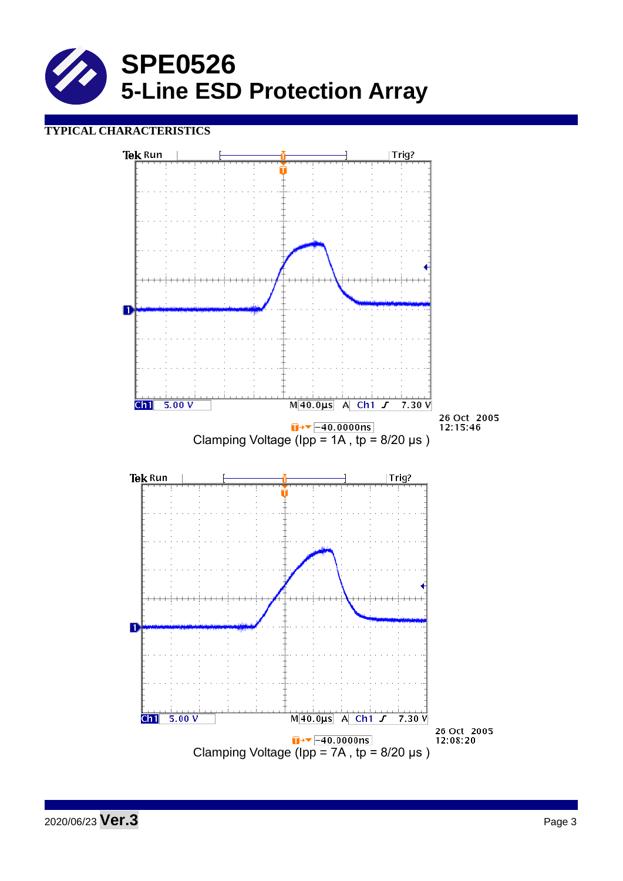# SPE0526
## 5-Line ESD Protection Array

**TYPICAL CHARACTERISTICS**

Tek Run
Trig?
Ch1 5.00 V
M 40.0μs
A Ch1 7.30 V
-40.0000ns
26 Oct 2005
12:15:46

Clamping Voltage (Ipp = 1A , tp = 8/20 μs )

Tek Run
Trig?
Ch1 5.00 V
M 40.0μs
A Ch1 7.30 V
-40.0000ns
26 Oct 2005
12:08:20

Clamping Voltage (Ipp = 7A , tp = 8/20 μs )

2020/06/23 **Ver.3**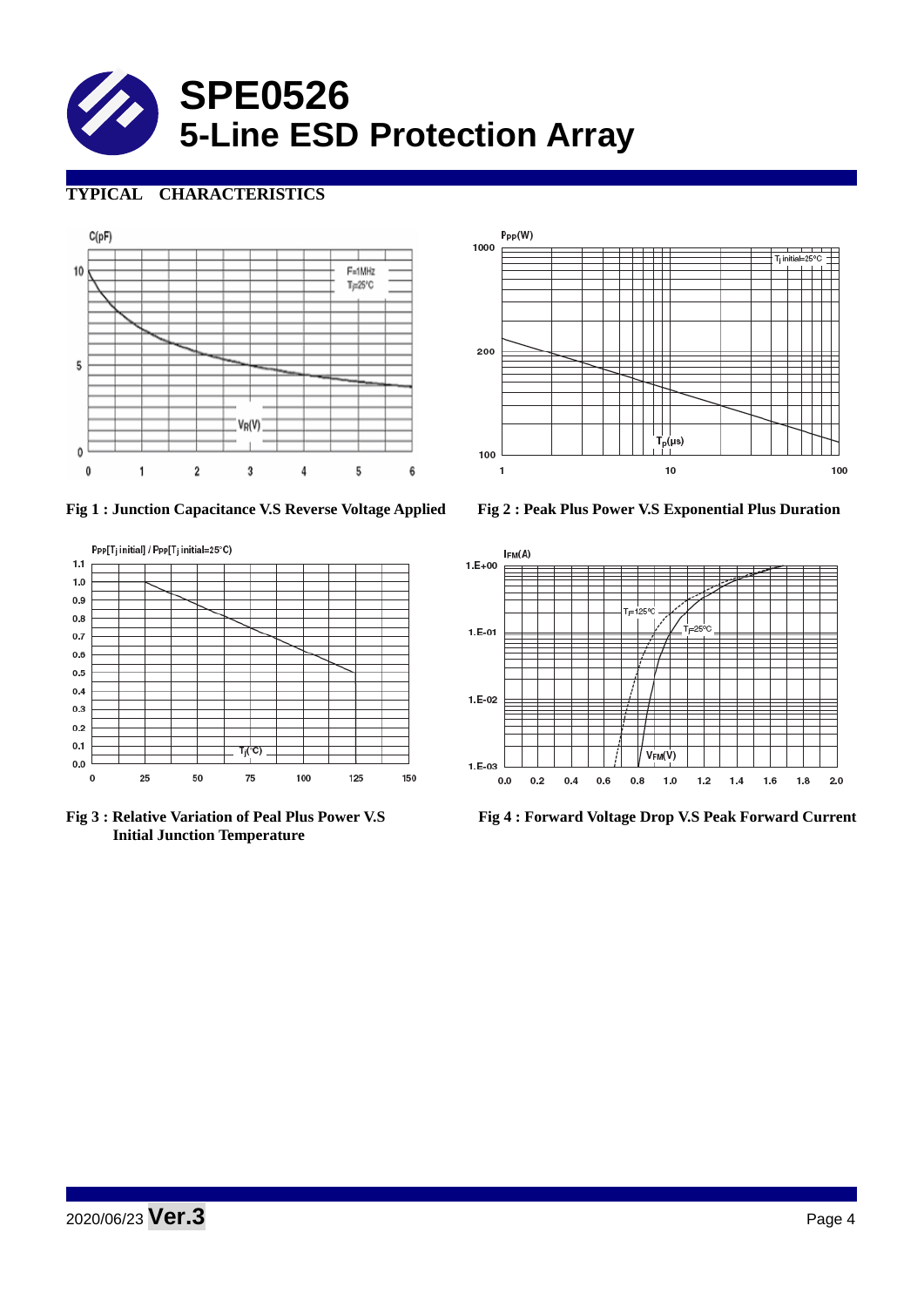# SPE0526
# 5-Line ESD Protection Array

## TYPICAL CHARACTERISTICS

C(pF)
10
5
0
0 1 2 3 4 5 6
F=1MHz
$T_j$=25°C
$V_R$(V)

Fig 1 : Junction Capacitance V.S Reverse Voltage Applied

$P_{PP}$(W)
1000
200
100
1 10 100
$T_j$ initial=25°C
$T_p$(μs)

Fig 2 : Peak Plus Power V.S Exponential Plus Duration

$P_{PP}$[$T_j$ initial] / $P_{PP}$[$T_j$ initial=25°C)
1.1
1.0
0.9
0.8
0.7
0.6
0.5
0.4
0.3
0.2
0.1
0.0
0 25 50 75 100 125 150
$T_j$(°C)

Fig 3 : Relative Variation of Peal Plus Power V.S Initial Junction Temperature

$I_{FM}$(A)
1.E+00
1.E-01
1.E-02
1.E-03
0.0 0.2 0.4 0.6 0.8 1.0 1.2 1.4 1.6 1.8 2.0
$T_j$=125°C
$T_j$=25°C
$V_{FM}$(V)

Fig 4 : Forward Voltage Drop V.S Peak Forward Current

2020/06/23 **Ver.3**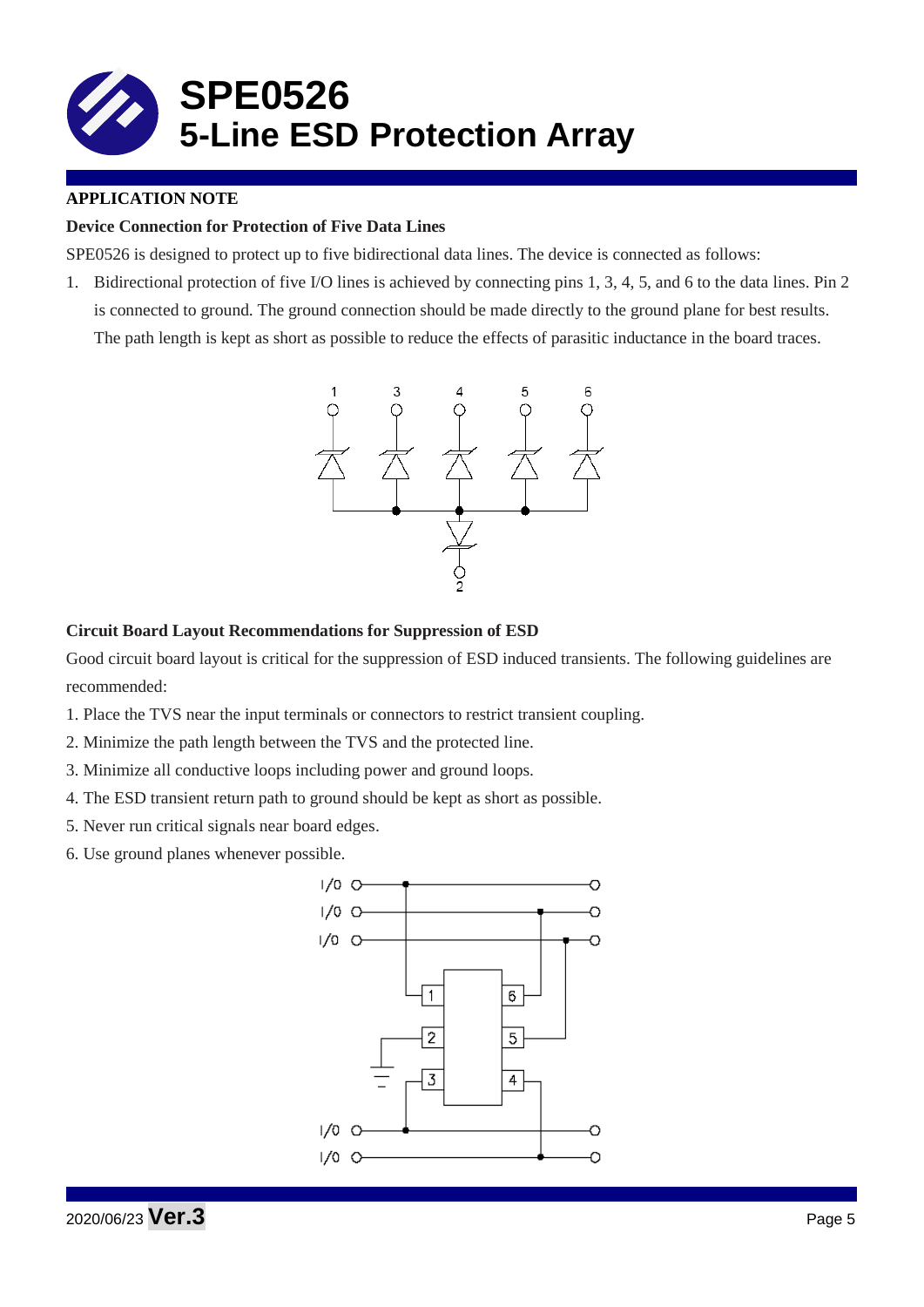# SPE0526
# 5-Line ESD Protection Array

**APPLICATION NOTE**

**Device Connection for Protection of Five Data Lines**

SPE0526 is designed to protect up to five bidirectional data lines. The device is connected as follows:

1. Bidirectional protection of five I/O lines is achieved by connecting pins 1, 3, 4, 5, and 6 to the data lines. Pin 2 is connected to ground. The ground connection should be made directly to the ground plane for best results. The path length is kept as short as possible to reduce the effects of parasitic inductance in the board traces.

1 3 4 5 6

2

**Circuit Board Layout Recommendations for Suppression of ESD**

Good circuit board layout is critical for the suppression of ESD induced transients. The following guidelines are recommended:

1. Place the TVS near the input terminals or connectors to restrict transient coupling.
2. Minimize the path length between the TVS and the protected line.
3. Minimize all conductive loops including power and ground loops.
4. The ESD transient return path to ground should be kept as short as possible.
5. Never run critical signals near board edges.
6. Use ground planes whenever possible.

I/O
I/O
I/O
1 6
2 5
3 4
I/O
I/O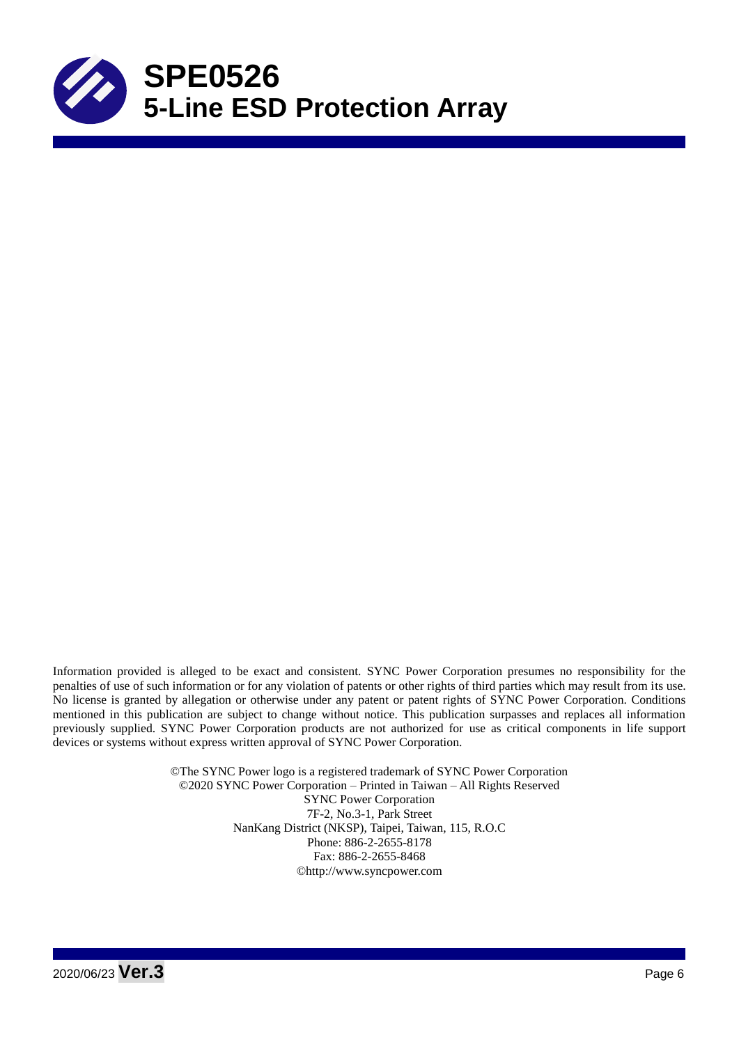Information provided is alleged to be exact and consistent. SYNC Power Corporation presumes no responsibility for the penalties of use of such information or for any violation of patents or other rights of third parties which may result from its use. No license is granted by allegation or otherwise under any patent or patent rights of SYNC Power Corporation. Conditions mentioned in this publication are subject to change without notice. This publication surpasses and replaces all information previously supplied. SYNC Power Corporation products are not authorized for use as critical components in life support devices or systems without express written approval of SYNC Power Corporation.

©The SYNC Power logo is a registered trademark of SYNC Power Corporation
©2020 SYNC Power Corporation – Printed in Taiwan – All Rights Reserved
SYNC Power Corporation
7F-2, No.3-1, Park Street
NanKang District (NKSP), Taipei, Taiwan, 115, R.O.C
Phone: 886-2-2655-8178
Fax: 886-2-2655-8468
©http://www.syncpower.com